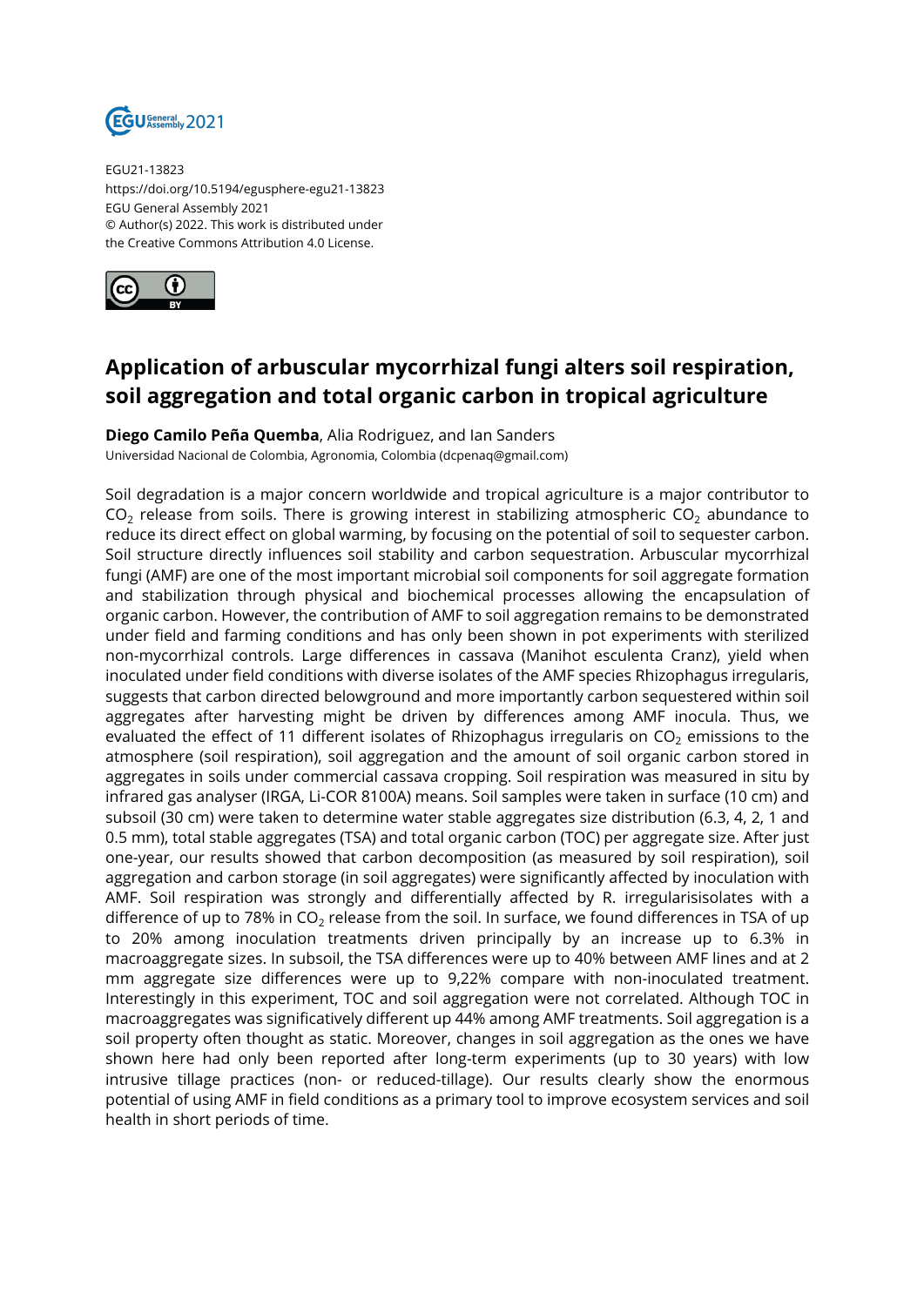EGU21-13823
https://doi.org/10.5194/egusphere-egu21-13823
EGU General Assembly 2021
© Author(s) 2022. This work is distributed under
the Creative Commons Attribution 4.0 License.

# Application of arbuscular mycorrhizal fungi alters soil respiration, soil aggregation and total organic carbon in tropical agriculture

**Diego Camilo Peña Quemba**, Alia Rodriguez, and Ian Sanders
Universidad Nacional de Colombia, Agronomia, Colombia (dcpenaq@gmail.com)

Soil degradation is a major concern worldwide and tropical agriculture is a major contributor to $CO_2$ release from soils. There is growing interest in stabilizing atmospheric $CO_2$ abundance to reduce its direct effect on global warming, by focusing on the potential of soil to sequester carbon. Soil structure directly influences soil stability and carbon sequestration. Arbuscular mycorrhizal fungi (AMF) are one of the most important microbial soil components for soil aggregate formation and stabilization through physical and biochemical processes allowing the encapsulation of organic carbon. However, the contribution of AMF to soil aggregation remains to be demonstrated under field and farming conditions and has only been shown in pot experiments with sterilized non-mycorrhizal controls. Large differences in cassava (Manihot esculenta Cranz), yield when inoculated under field conditions with diverse isolates of the AMF species Rhizophagus irregularis, suggests that carbon directed belowground and more importantly carbon sequestered within soil aggregates after harvesting might be driven by differences among AMF inocula. Thus, we evaluated the effect of 11 different isolates of Rhizophagus irregularis on $CO_2$ emissions to the atmosphere (soil respiration), soil aggregation and the amount of soil organic carbon stored in aggregates in soils under commercial cassava cropping. Soil respiration was measured in situ by infrared gas analyser (IRGA, Li-COR 8100A) means. Soil samples were taken in surface (10 cm) and subsoil (30 cm) were taken to determine water stable aggregates size distribution (6.3, 4, 2, 1 and 0.5 mm), total stable aggregates (TSA) and total organic carbon (TOC) per aggregate size. After just one-year, our results showed that carbon decomposition (as measured by soil respiration), soil aggregation and carbon storage (in soil aggregates) were significantly affected by inoculation with AMF. Soil respiration was strongly and differentially affected by R. irregularisisolates with a difference of up to 78% in $CO_2$ release from the soil. In surface, we found differences in TSA of up to 20% among inoculation treatments driven principally by an increase up to 6.3% in macroaggregate sizes. In subsoil, the TSA differences were up to 40% between AMF lines and at 2 mm aggregate size differences were up to 9,22% compare with non-inoculated treatment. Interestingly in this experiment, TOC and soil aggregation were not correlated. Although TOC in macroaggregates was significatively different up 44% among AMF treatments. Soil aggregation is a soil property often thought as static. Moreover, changes in soil aggregation as the ones we have shown here had only been reported after long-term experiments (up to 30 years) with low intrusive tillage practices (non- or reduced-tillage). Our results clearly show the enormous potential of using AMF in field conditions as a primary tool to improve ecosystem services and soil health in short periods of time.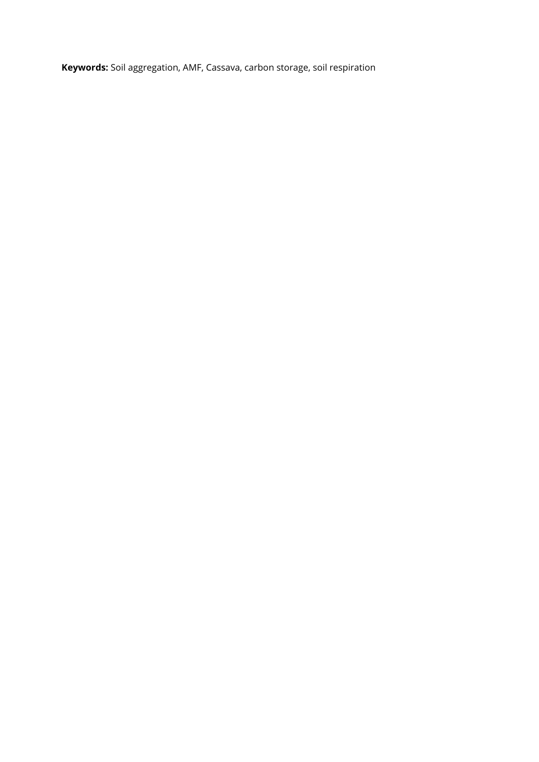**Keywords:** Soil aggregation, AMF, Cassava, carbon storage, soil respiration